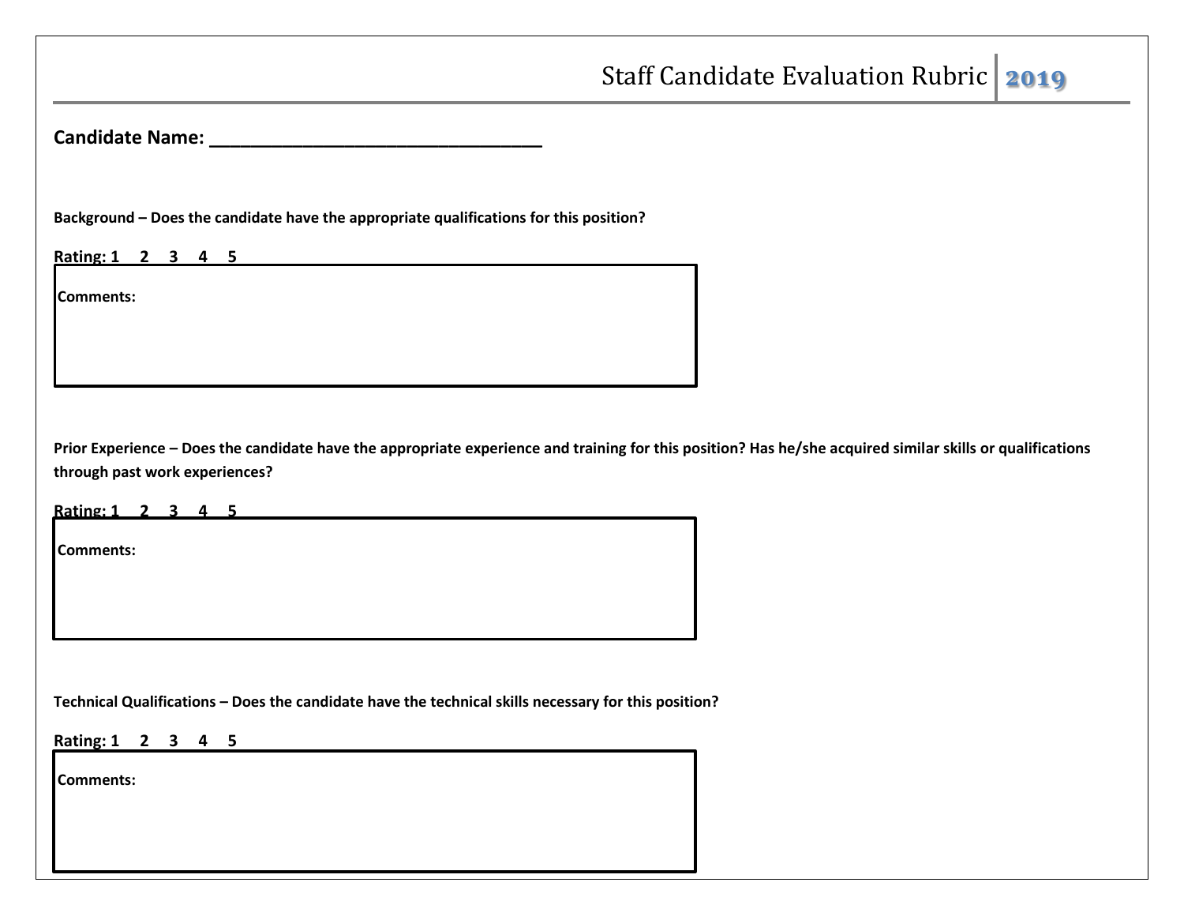# Staff Candidate Evaluation Rubric 2019

**Candidate Name: ________________________________**

**Background – Does the candidate have the appropriate qualifications for this position?**

**Rating: 1 2 3 4 5**

**Comments:**

**Prior Experience – Does the candidate have the appropriate experience and training for this position? Has he/she acquired similar skills or qualifications through past work experiences?**

**Rating: 1 2 3 4 5**

**Comments:**

**Technical Qualifications – Does the candidate have the technical skills necessary for this position?**

**Rating: 1 2 3 4 5**

**Comments:**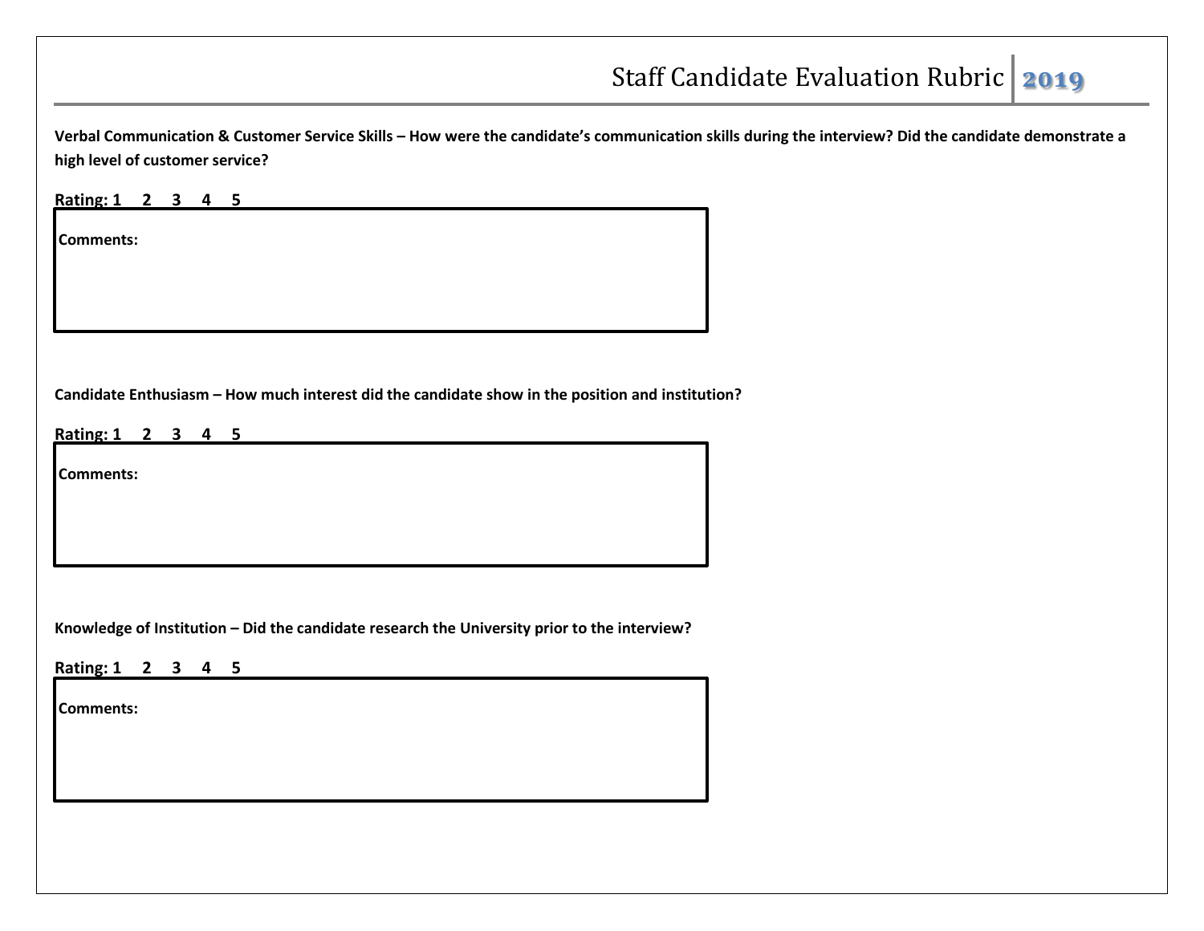**Verbal Communication & Customer Service Skills – How were the candidate's communication skills during the interview? Did the candidate demonstrate a high level of customer service?**

**Rating: 1 2 3 4 5**

**Comments:**

**Candidate Enthusiasm – How much interest did the candidate show in the position and institution?**

**Rating: 1 2 3 4 5**

**Comments:**

**Knowledge of Institution – Did the candidate research the University prior to the interview?**

**Rating: 1 2 3 4 5**

**Comments:**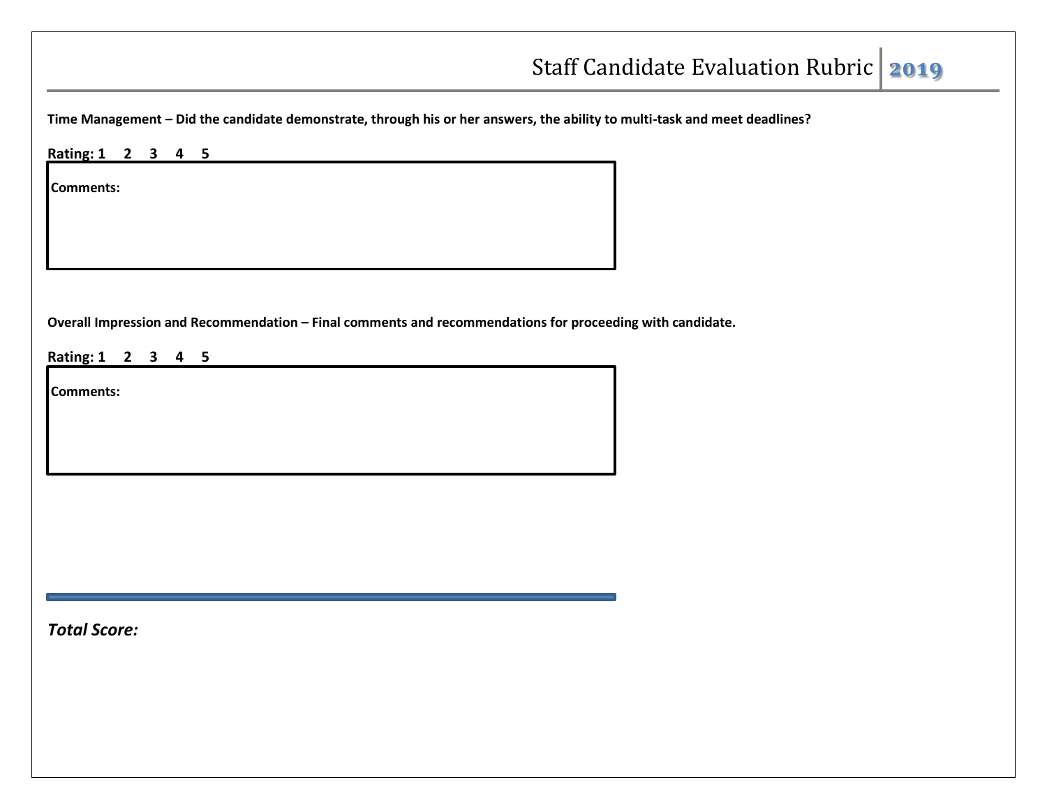**Time Management – Did the candidate demonstrate, through his or her answers, the ability to multi-task and meet deadlines?**

**Rating: 1 2 3 4 5**

**Comments:**

**Overall Impression and Recommendation – Final comments and recommendations for proceeding with candidate.**

**Rating: 1 2 3 4 5**

**Comments:**

***Total Score:***